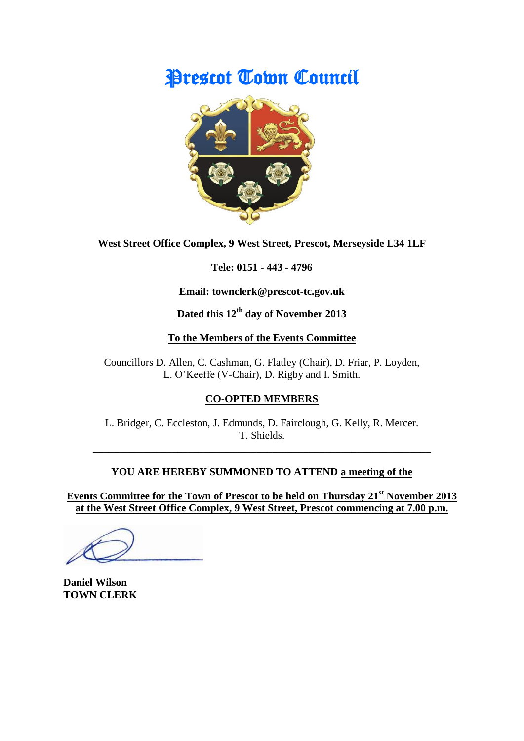# Prescot Town Council

**West Street Office Complex, 9 West Street, Prescot, Merseyside L34 1LF**

**Tele: 0151 - 443 - 4796**

**Email: townclerk@prescot-tc.gov.uk**

**Dated this 12th day of November 2013**

**To the Members of the Events Committee**

Councillors D. Allen, C. Cashman, G. Flatley (Chair), D. Friar, P. Loyden, L. O'Keeffe (V-Chair), D. Rigby and I. Smith.

**CO-OPTED MEMBERS**

L. Bridger, C. Eccleston, J. Edmunds, D. Fairclough, G. Kelly, R. Mercer. T. Shields.

---

**YOU ARE HEREBY SUMMONED TO ATTEND a meeting of the**

**Events Committee for the Town of Prescot to be held on Thursday 21st November 2013 at the West Street Office Complex, 9 West Street, Prescot commencing at 7.00 p.m.**

**Daniel Wilson**
**TOWN CLERK**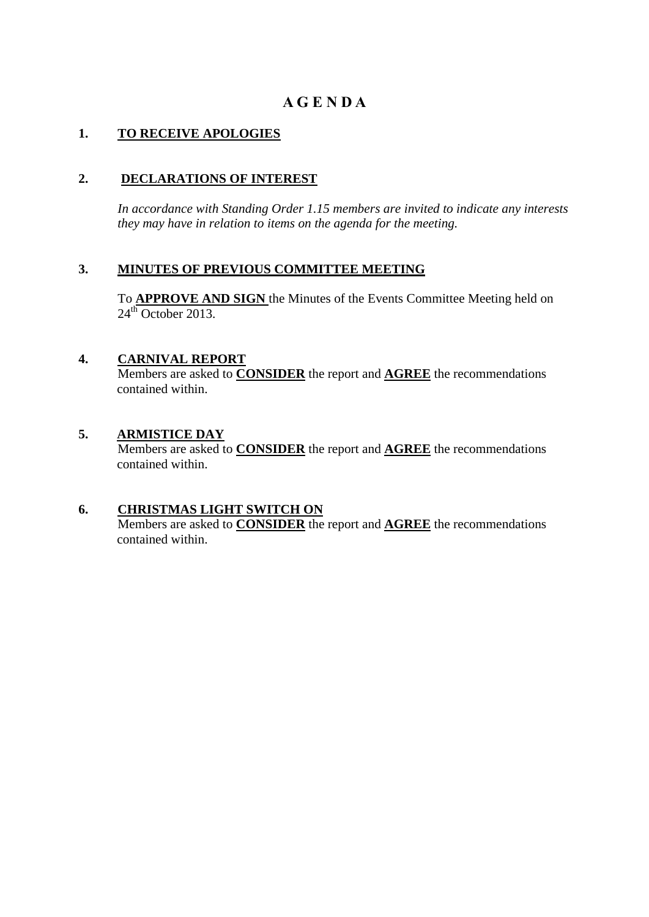# A G E N D A

## 1. TO RECEIVE APOLOGIES

## 2. DECLARATIONS OF INTEREST

*In accordance with Standing Order 1.15 members are invited to indicate any interests they may have in relation to items on the agenda for the meeting.*

## 3. MINUTES OF PREVIOUS COMMITTEE MEETING

To **APPROVE AND SIGN** the Minutes of the Events Committee Meeting held on 24th October 2013.

## 4. CARNIVAL REPORT

Members are asked to **CONSIDER** the report and **AGREE** the recommendations contained within.

## 5. ARMISTICE DAY

Members are asked to **CONSIDER** the report and **AGREE** the recommendations contained within.

## 6. CHRISTMAS LIGHT SWITCH ON

Members are asked to **CONSIDER** the report and **AGREE** the recommendations contained within.